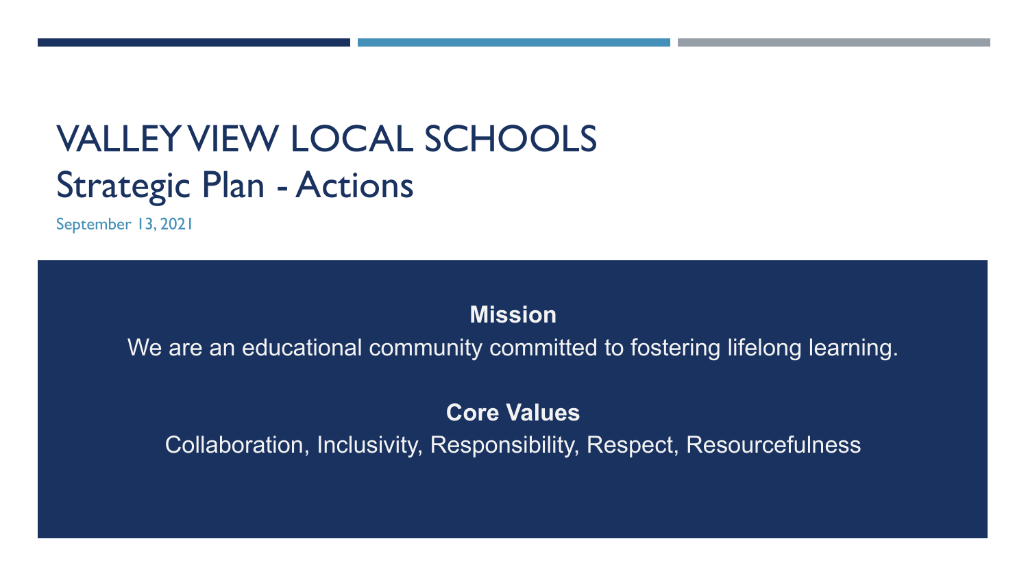# VALLEY VIEW LOCAL SCHOOLS

## Strategic Plan - Actions

September 13, 2021

**Mission**

We are an educational community committed to fostering lifelong learning.

**Core Values**

Collaboration, Inclusivity, Responsibility, Respect, Resourcefulness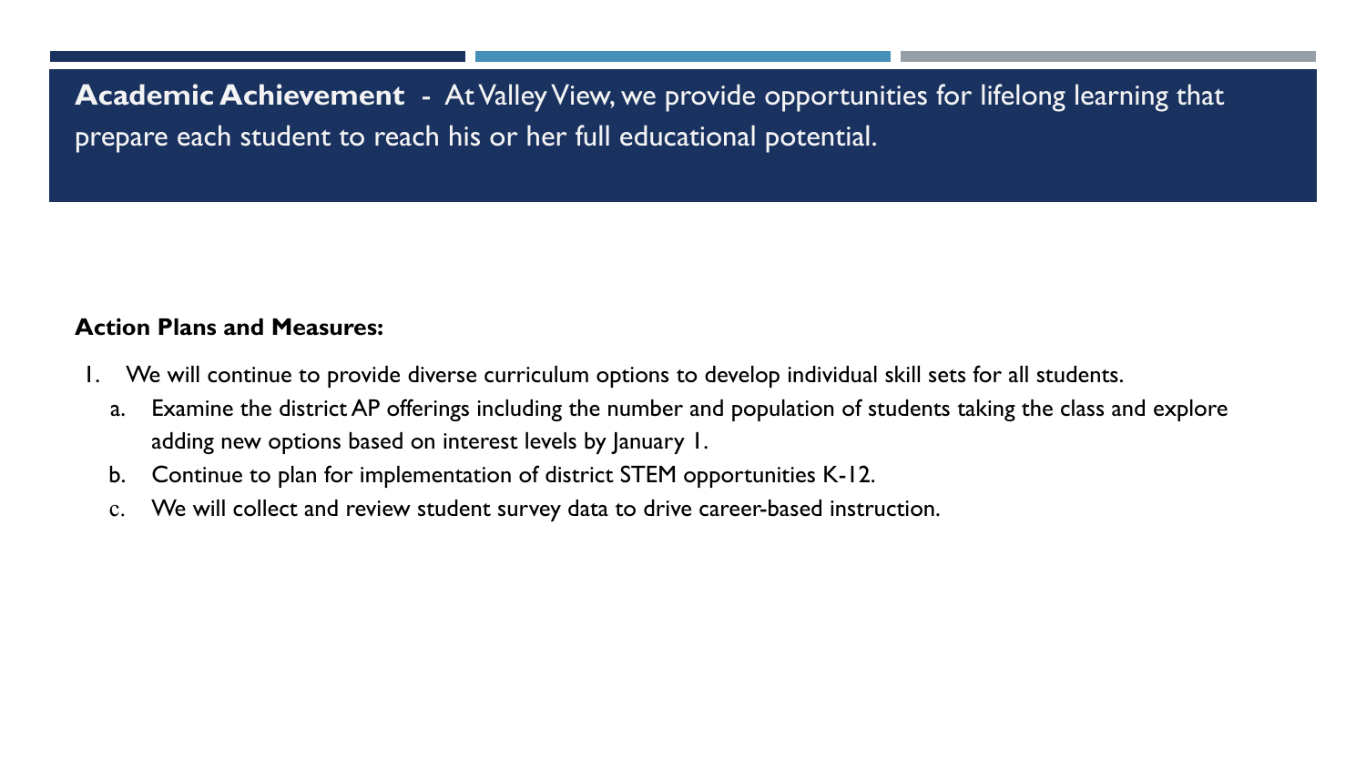## **Academic Achievement** - At Valley View, we provide opportunities for lifelong learning that prepare each student to reach his or her full educational potential.

**Action Plans and Measures:**

1. We will continue to provide diverse curriculum options to develop individual skill sets for all students.
   a. Examine the district AP offerings including the number and population of students taking the class and explore adding new options based on interest levels by January 1.
   b. Continue to plan for implementation of district STEM opportunities K-12.
   c. We will collect and review student survey data to drive career-based instruction.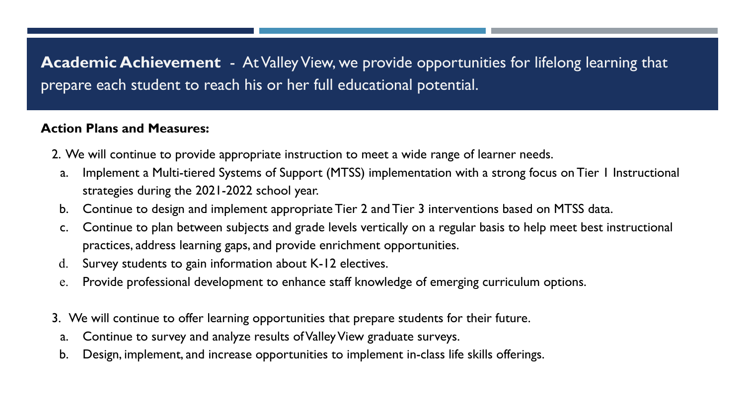## **Academic Achievement** - At Valley View, we provide opportunities for lifelong learning that prepare each student to reach his or her full educational potential.

**Action Plans and Measures:**

2. We will continue to provide appropriate instruction to meet a wide range of learner needs.
   a. Implement a Multi-tiered Systems of Support (MTSS) implementation with a strong focus on Tier 1 Instructional strategies during the 2021-2022 school year.
   b. Continue to design and implement appropriate Tier 2 and Tier 3 interventions based on MTSS data.
   c. Continue to plan between subjects and grade levels vertically on a regular basis to help meet best instructional practices, address learning gaps, and provide enrichment opportunities.
   d. Survey students to gain information about K-12 electives.
   e. Provide professional development to enhance staff knowledge of emerging curriculum options.

3. We will continue to offer learning opportunities that prepare students for their future.
   a. Continue to survey and analyze results of Valley View graduate surveys.
   b. Design, implement, and increase opportunities to implement in-class life skills offerings.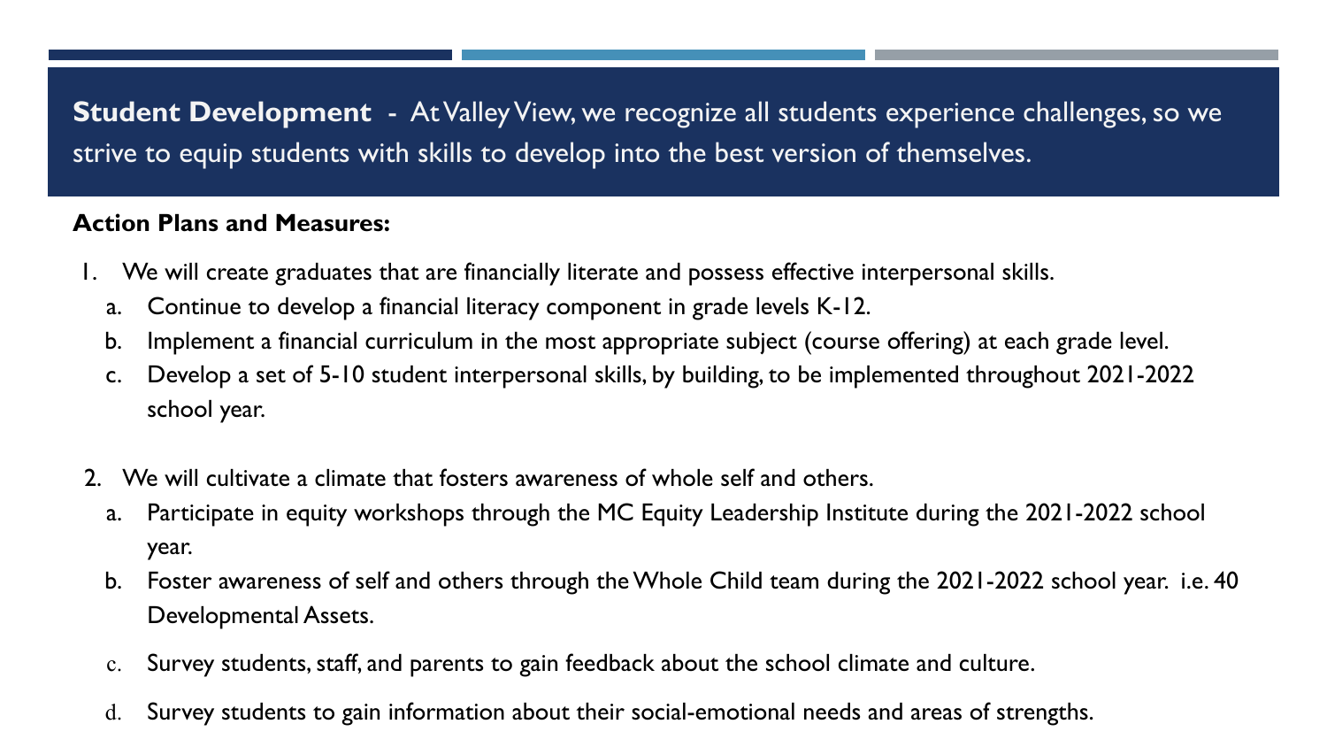**Student Development** - At Valley View, we recognize all students experience challenges, so we strive to equip students with skills to develop into the best version of themselves.

**Action Plans and Measures:**

1. We will create graduates that are financially literate and possess effective interpersonal skills.
   a. Continue to develop a financial literacy component in grade levels K-12.
   b. Implement a financial curriculum in the most appropriate subject (course offering) at each grade level.
   c. Develop a set of 5-10 student interpersonal skills, by building, to be implemented throughout 2021-2022 school year.

2. We will cultivate a climate that fosters awareness of whole self and others.
   a. Participate in equity workshops through the MC Equity Leadership Institute during the 2021-2022 school year.
   b. Foster awareness of self and others through the Whole Child team during the 2021-2022 school year. i.e. 40 Developmental Assets.
   c. Survey students, staff, and parents to gain feedback about the school climate and culture.
   d. Survey students to gain information about their social-emotional needs and areas of strengths.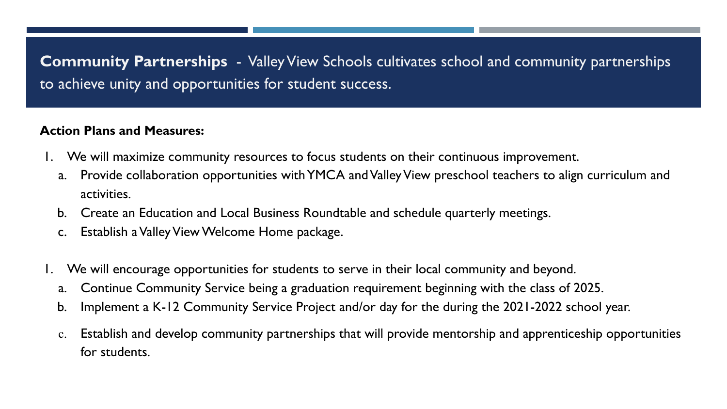**Community Partnerships** - Valley View Schools cultivates school and community partnerships to achieve unity and opportunities for student success.

**Action Plans and Measures:**

1. We will maximize community resources to focus students on their continuous improvement.
   a. Provide collaboration opportunities with YMCA and Valley View preschool teachers to align curriculum and activities.
   b. Create an Education and Local Business Roundtable and schedule quarterly meetings.
   c. Establish a Valley View Welcome Home package.

1. We will encourage opportunities for students to serve in their local community and beyond.
   a. Continue Community Service being a graduation requirement beginning with the class of 2025.
   b. Implement a K-12 Community Service Project and/or day for the during the 2021-2022 school year.
   c. Establish and develop community partnerships that will provide mentorship and apprenticeship opportunities for students.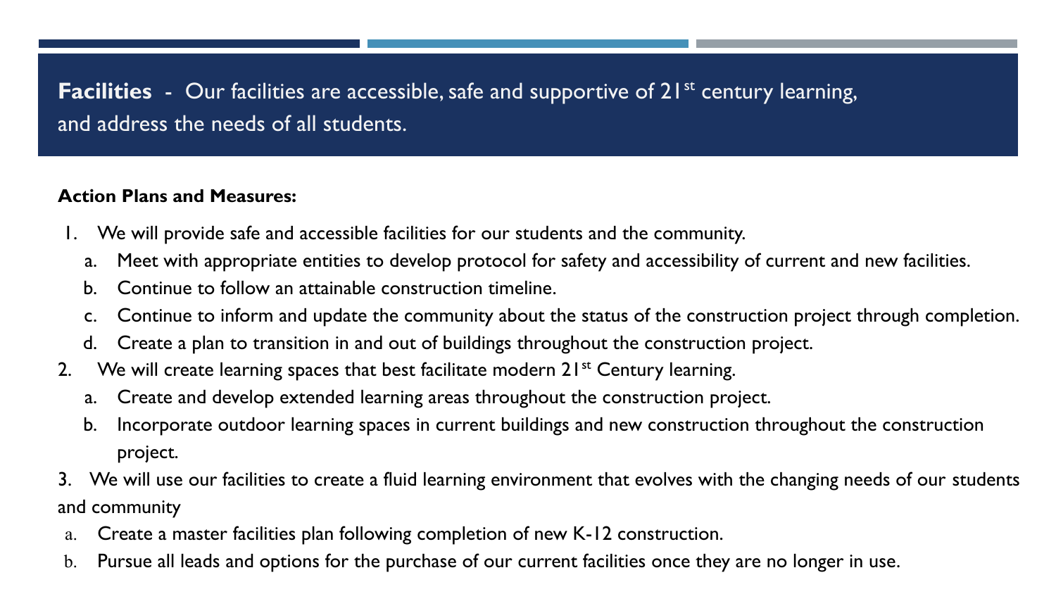## **Facilities** - Our facilities are accessible, safe and supportive of 21$^{st}$ century learning, and address the needs of all students.

**Action Plans and Measures:**

1. We will provide safe and accessible facilities for our students and the community.
   a. Meet with appropriate entities to develop protocol for safety and accessibility of current and new facilities.
   b. Continue to follow an attainable construction timeline.
   c. Continue to inform and update the community about the status of the construction project through completion.
   d. Create a plan to transition in and out of buildings throughout the construction project.
2. We will create learning spaces that best facilitate modern 21$^{st}$ Century learning.
   a. Create and develop extended learning areas throughout the construction project.
   b. Incorporate outdoor learning spaces in current buildings and new construction throughout the construction project.
3. We will use our facilities to create a fluid learning environment that evolves with the changing needs of our students and community
   a. Create a master facilities plan following completion of new K-12 construction.
   b. Pursue all leads and options for the purchase of our current facilities once they are no longer in use.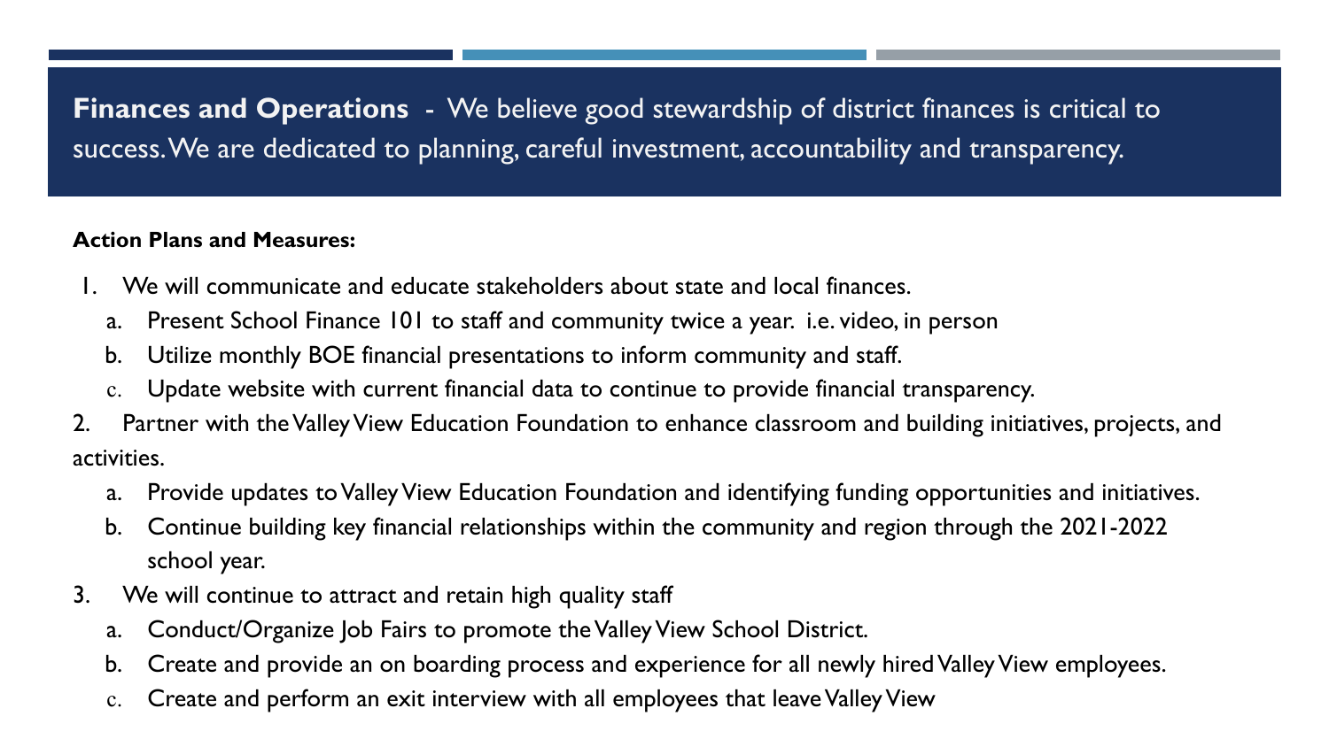**Finances and Operations** - We believe good stewardship of district finances is critical to success. We are dedicated to planning, careful investment, accountability and transparency.

**Action Plans and Measures:**

1. We will communicate and educate stakeholders about state and local finances.
   a. Present School Finance 101 to staff and community twice a year. i.e. video, in person
   b. Utilize monthly BOE financial presentations to inform community and staff.
   c. Update website with current financial data to continue to provide financial transparency.
2. Partner with the Valley View Education Foundation to enhance classroom and building initiatives, projects, and activities.
   a. Provide updates to Valley View Education Foundation and identifying funding opportunities and initiatives.
   b. Continue building key financial relationships within the community and region through the 2021-2022 school year.
3. We will continue to attract and retain high quality staff
   a. Conduct/Organize Job Fairs to promote the Valley View School District.
   b. Create and provide an on boarding process and experience for all newly hired Valley View employees.
   c. Create and perform an exit interview with all employees that leave Valley View